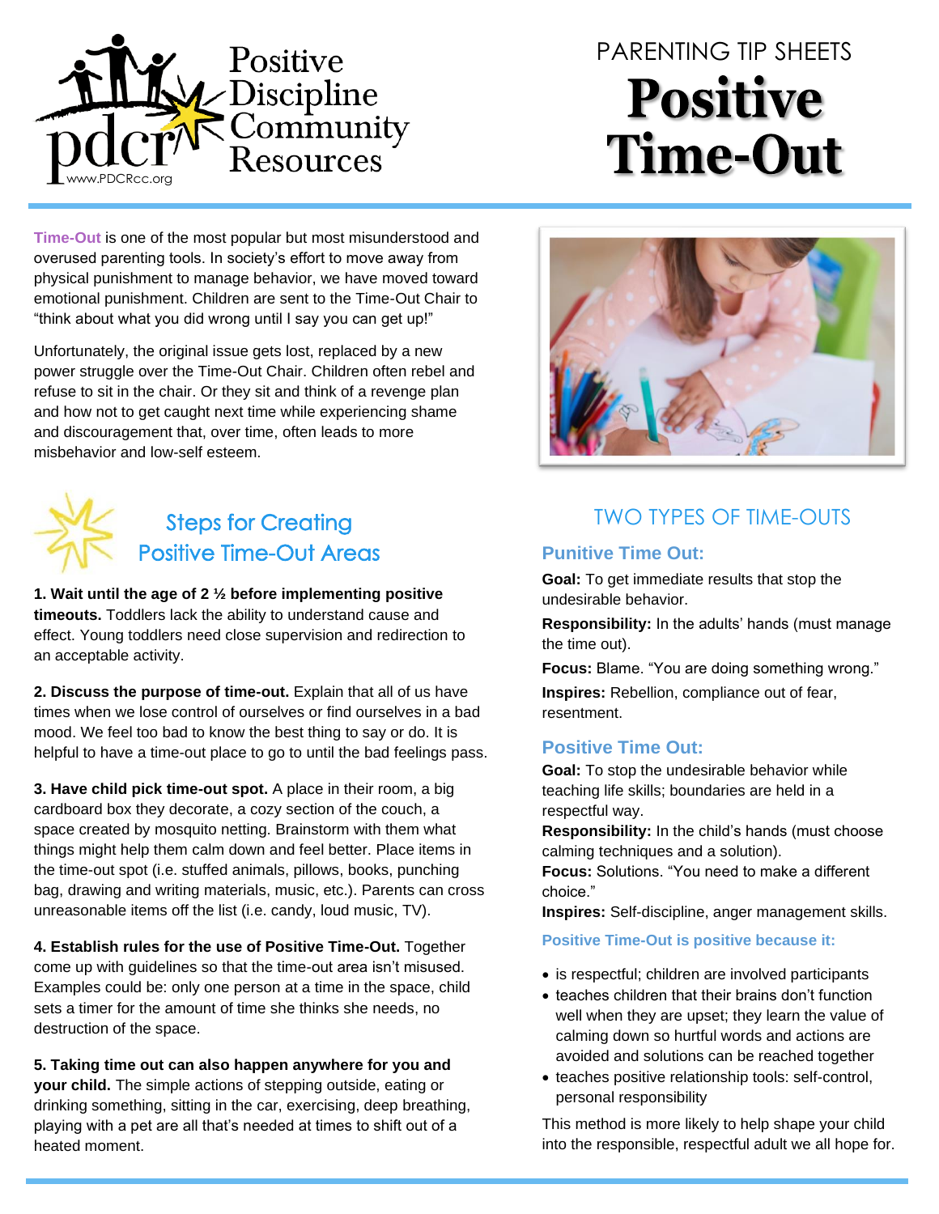Positive Discipline Community Resources

www.PDCRcc.org

PARENTING TIP SHEETS

# Positive Time-Out

**Time-Out** is one of the most popular but most misunderstood and overused parenting tools. In society's effort to move away from physical punishment to manage behavior, we have moved toward emotional punishment. Children are sent to the Time-Out Chair to "think about what you did wrong until I say you can get up!"

Unfortunately, the original issue gets lost, replaced by a new power struggle over the Time-Out Chair. Children often rebel and refuse to sit in the chair. Or they sit and think of a revenge plan and how not to get caught next time while experiencing shame and discouragement that, over time, often leads to more misbehavior and low-self esteem.

## Steps for Creating Positive Time-Out Areas

**1. Wait until the age of 2 ½ before implementing positive timeouts.** Toddlers lack the ability to understand cause and effect. Young toddlers need close supervision and redirection to an acceptable activity.

**2. Discuss the purpose of time-out.** Explain that all of us have times when we lose control of ourselves or find ourselves in a bad mood. We feel too bad to know the best thing to say or do. It is helpful to have a time-out place to go to until the bad feelings pass.

**3. Have child pick time-out spot.** A place in their room, a big cardboard box they decorate, a cozy section of the couch, a space created by mosquito netting. Brainstorm with them what things might help them calm down and feel better. Place items in the time-out spot (i.e. stuffed animals, pillows, books, punching bag, drawing and writing materials, music, etc.). Parents can cross unreasonable items off the list (i.e. candy, loud music, TV).

**4. Establish rules for the use of Positive Time-Out.** Together come up with guidelines so that the time-out area isn't misused. Examples could be: only one person at a time in the space, child sets a timer for the amount of time she thinks she needs, no destruction of the space.

**5. Taking time out can also happen anywhere for you and your child.** The simple actions of stepping outside, eating or drinking something, sitting in the car, exercising, deep breathing, playing with a pet are all that's needed at times to shift out of a heated moment.

## TWO TYPES OF TIME-OUTS

### Punitive Time Out:

**Goal:** To get immediate results that stop the undesirable behavior.

**Responsibility:** In the adults' hands (must manage the time out).

**Focus:** Blame. "You are doing something wrong."

**Inspires:** Rebellion, compliance out of fear, resentment.

### Positive Time Out:

**Goal:** To stop the undesirable behavior while teaching life skills; boundaries are held in a respectful way.

**Responsibility:** In the child's hands (must choose calming techniques and a solution).

**Focus:** Solutions. "You need to make a different choice."

**Inspires:** Self-discipline, anger management skills.

**Positive Time-Out is positive because it:**

- is respectful; children are involved participants
- teaches children that their brains don't function well when they are upset; they learn the value of calming down so hurtful words and actions are avoided and solutions can be reached together
- teaches positive relationship tools: self-control, personal responsibility

This method is more likely to help shape your child into the responsible, respectful adult we all hope for.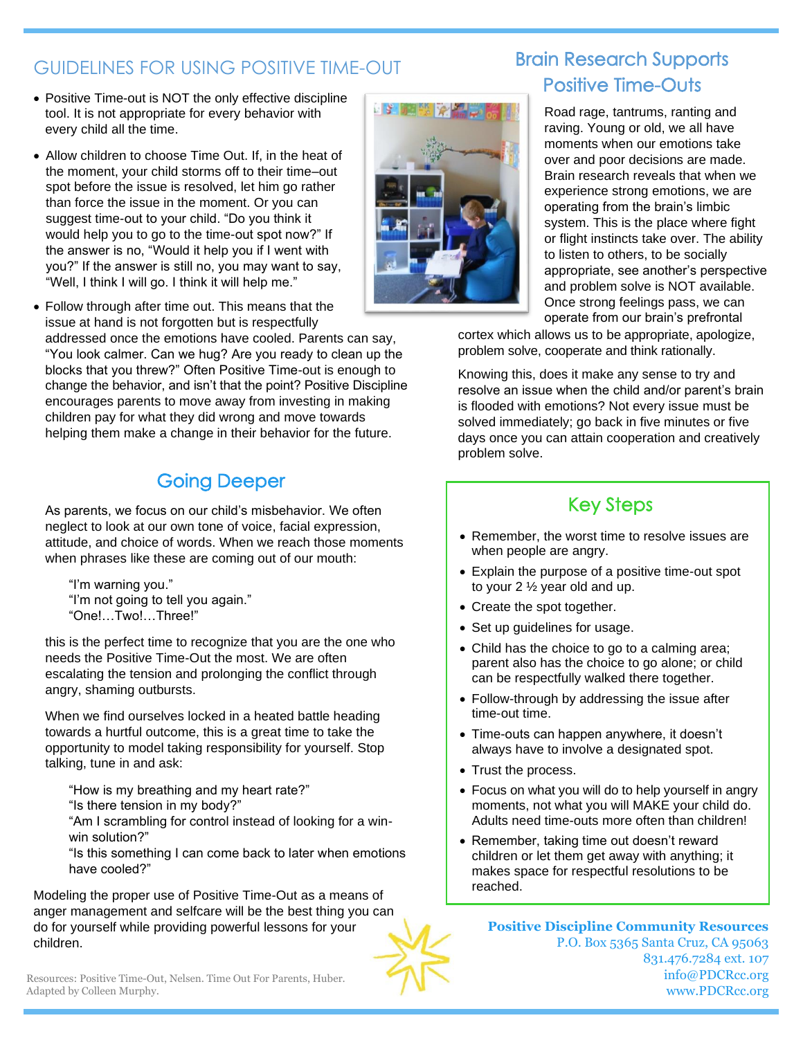## GUIDELINES FOR USING POSITIVE TIME-OUT

- Positive Time-out is NOT the only effective discipline tool. It is not appropriate for every behavior with every child all the time.
- Allow children to choose Time Out. If, in the heat of the moment, your child storms off to their time–out spot before the issue is resolved, let him go rather than force the issue in the moment. Or you can suggest time-out to your child. "Do you think it would help you to go to the time-out spot now?" If the answer is no, "Would it help you if I went with you?" If the answer is still no, you may want to say, "Well, I think I will go. I think it will help me."
- Follow through after time out. This means that the issue at hand is not forgotten but is respectfully addressed once the emotions have cooled. Parents can say, "You look calmer. Can we hug? Are you ready to clean up the blocks that you threw?" Often Positive Time-out is enough to change the behavior, and isn't that the point? Positive Discipline encourages parents to move away from investing in making children pay for what they did wrong and move towards helping them make a change in their behavior for the future.

## Going Deeper

As parents, we focus on our child's misbehavior. We often neglect to look at our own tone of voice, facial expression, attitude, and choice of words. When we reach those moments when phrases like these are coming out of our mouth:

"I'm warning you."
"I'm not going to tell you again."
"One!…Two!…Three!"

this is the perfect time to recognize that you are the one who needs the Positive Time-Out the most. We are often escalating the tension and prolonging the conflict through angry, shaming outbursts.

When we find ourselves locked in a heated battle heading towards a hurtful outcome, this is a great time to take the opportunity to model taking responsibility for yourself. Stop talking, tune in and ask:

"How is my breathing and my heart rate?"
"Is there tension in my body?"
"Am I scrambling for control instead of looking for a win-win solution?"
"Is this something I can come back to later when emotions have cooled?"

Modeling the proper use of Positive Time-Out as a means of anger management and selfcare will be the best thing you can do for yourself while providing powerful lessons for your children.

## Brain Research Supports Positive Time-Outs

Road rage, tantrums, ranting and raving. Young or old, we all have moments when our emotions take over and poor decisions are made. Brain research reveals that when we experience strong emotions, we are operating from the brain's limbic system. This is the place where fight or flight instincts take over. The ability to listen to others, to be socially appropriate, see another's perspective and problem solve is NOT available. Once strong feelings pass, we can operate from our brain's prefrontal cortex which allows us to be appropriate, apologize, problem solve, cooperate and think rationally.

Knowing this, does it make any sense to try and resolve an issue when the child and/or parent's brain is flooded with emotions? Not every issue must be solved immediately; go back in five minutes or five days once you can attain cooperation and creatively problem solve.

## Key Steps

- Remember, the worst time to resolve issues are when people are angry.
- Explain the purpose of a positive time-out spot to your 2 ½ year old and up.
- Create the spot together.
- Set up guidelines for usage.
- Child has the choice to go to a calming area; parent also has the choice to go alone; or child can be respectfully walked there together.
- Follow-through by addressing the issue after time-out time.
- Time-outs can happen anywhere, it doesn't always have to involve a designated spot.
- Trust the process.
- Focus on what you will do to help yourself in angry moments, not what you will MAKE your child do. Adults need time-outs more often than children!
- Remember, taking time out doesn't reward children or let them get away with anything; it makes space for respectful resolutions to be reached.

**Positive Discipline Community Resources**
P.O. Box 5365 Santa Cruz, CA 95063
831.476.7284 ext. 107
info@PDCRcc.org
www.PDCRcc.org

Resources: Positive Time-Out, Nelsen. Time Out For Parents, Huber.
Adapted by Colleen Murphy.